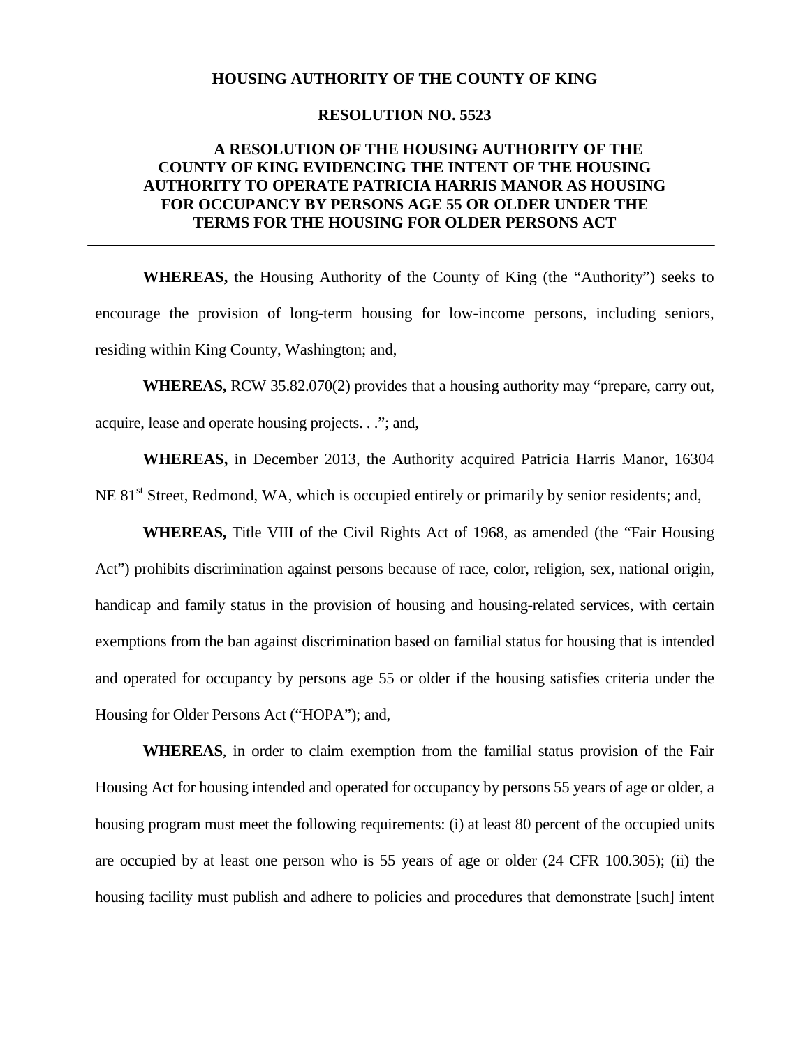**HOUSING AUTHORITY OF THE COUNTY OF KING**

**RESOLUTION NO. 5523**

**A RESOLUTION OF THE HOUSING AUTHORITY OF THE COUNTY OF KING EVIDENCING THE INTENT OF THE HOUSING AUTHORITY TO OPERATE PATRICIA HARRIS MANOR AS HOUSING FOR OCCUPANCY BY PERSONS AGE 55 OR OLDER UNDER THE TERMS FOR THE HOUSING FOR OLDER PERSONS ACT**

---

**WHEREAS,** the Housing Authority of the County of King (the "Authority") seeks to encourage the provision of long-term housing for low-income persons, including seniors, residing within King County, Washington; and,

**WHEREAS,** RCW 35.82.070(2) provides that a housing authority may "prepare, carry out, acquire, lease and operate housing projects. . ."; and,

**WHEREAS,** in December 2013, the Authority acquired Patricia Harris Manor, 16304 NE 81st Street, Redmond, WA, which is occupied entirely or primarily by senior residents; and,

**WHEREAS,** Title VIII of the Civil Rights Act of 1968, as amended (the "Fair Housing Act") prohibits discrimination against persons because of race, color, religion, sex, national origin, handicap and family status in the provision of housing and housing-related services, with certain exemptions from the ban against discrimination based on familial status for housing that is intended and operated for occupancy by persons age 55 or older if the housing satisfies criteria under the Housing for Older Persons Act ("HOPA"); and,

**WHEREAS**, in order to claim exemption from the familial status provision of the Fair Housing Act for housing intended and operated for occupancy by persons 55 years of age or older, a housing program must meet the following requirements: (i) at least 80 percent of the occupied units are occupied by at least one person who is 55 years of age or older (24 CFR 100.305); (ii) the housing facility must publish and adhere to policies and procedures that demonstrate [such] intent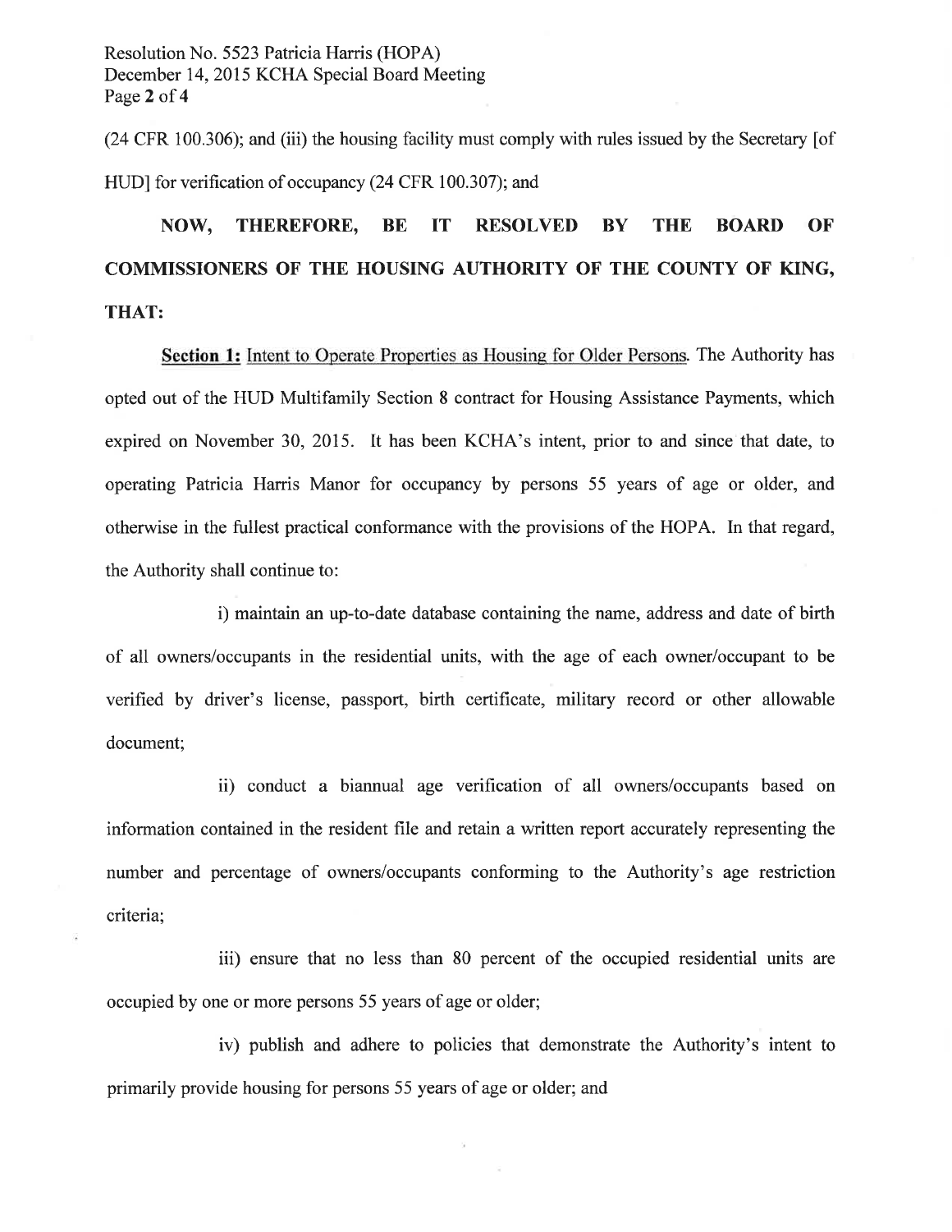(24 CFR 100.306); and (iii) the housing facility must comply with rules issued by the Secretary [of HUD] for verification of occupancy (24 CFR 100.307); and

**NOW, THEREFORE, BE IT RESOLVED BY THE BOARD OF COMMISSIONERS OF THE HOUSING AUTHORITY OF THE COUNTY OF KING, THAT:**

**Section 1:** Intent to Operate Properties as Housing for Older Persons. The Authority has opted out of the HUD Multifamily Section 8 contract for Housing Assistance Payments, which expired on November 30, 2015. It has been KCHA's intent, prior to and since that date, to operating Patricia Harris Manor for occupancy by persons 55 years of age or older, and otherwise in the fullest practical conformance with the provisions of the HOPA. In that regard, the Authority shall continue to:

i) maintain an up-to-date database containing the name, address and date of birth of all owners/occupants in the residential units, with the age of each owner/occupant to be verified by driver's license, passport, birth certificate, military record or other allowable document;

ii) conduct a biannual age verification of all owners/occupants based on information contained in the resident file and retain a written report accurately representing the number and percentage of owners/occupants conforming to the Authority's age restriction criteria;

iii) ensure that no less than 80 percent of the occupied residential units are occupied by one or more persons 55 years of age or older;

iv) publish and adhere to policies that demonstrate the Authority's intent to primarily provide housing for persons 55 years of age or older; and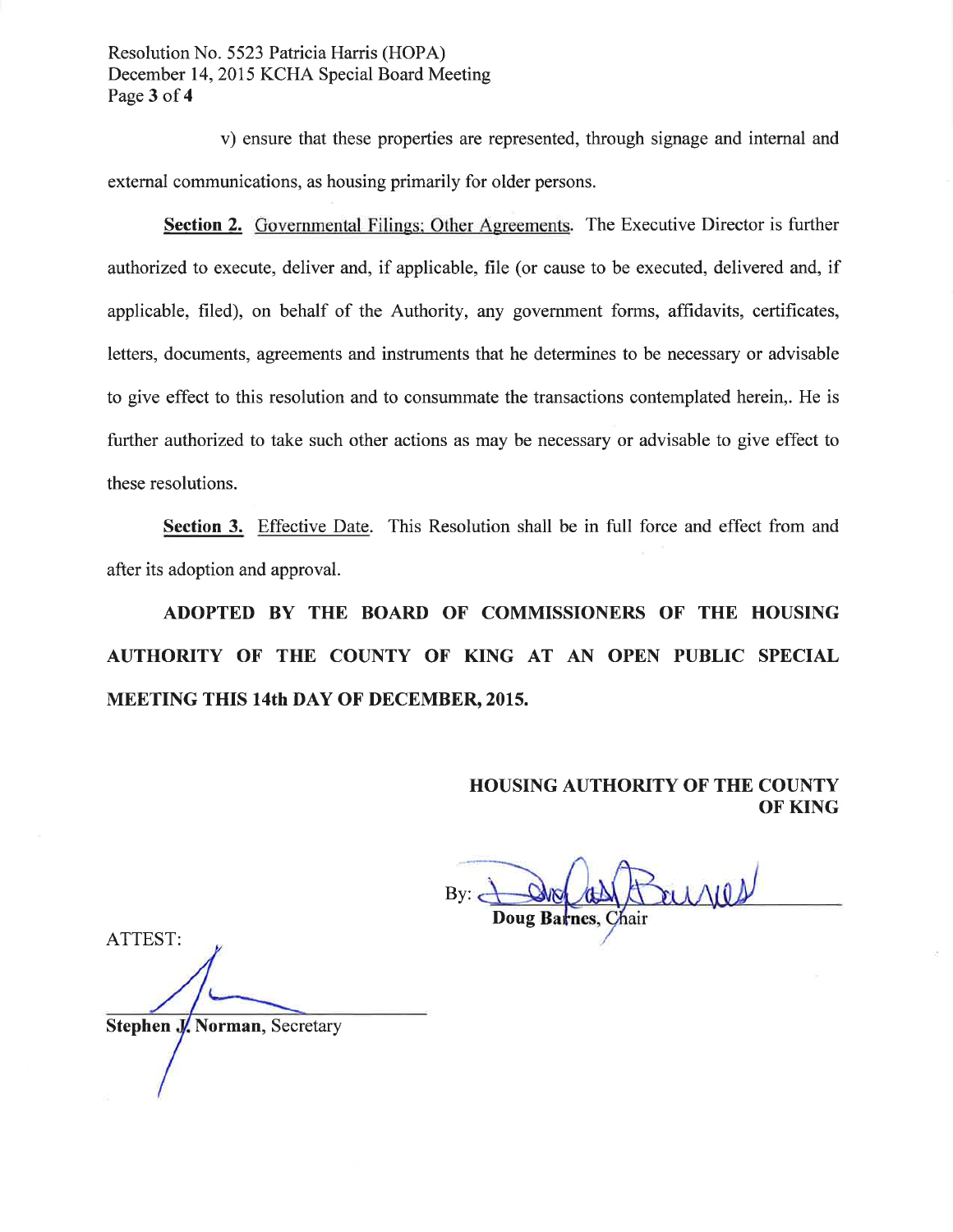v) ensure that these properties are represented, through signage and internal and external communications, as housing primarily for older persons.

**Section 2.** Governmental Filings; Other Agreements. The Executive Director is further authorized to execute, deliver and, if applicable, file (or cause to be executed, delivered and, if applicable, filed), on behalf of the Authority, any government forms, affidavits, certificates, letters, documents, agreements and instruments that he determines to be necessary or advisable to give effect to this resolution and to consummate the transactions contemplated herein,. He is further authorized to take such other actions as may be necessary or advisable to give effect to these resolutions.

**Section 3.** Effective Date. This Resolution shall be in full force and effect from and after its adoption and approval.

**ADOPTED BY THE BOARD OF COMMISSIONERS OF THE HOUSING AUTHORITY OF THE COUNTY OF KING AT AN OPEN PUBLIC SPECIAL MEETING THIS 14th DAY OF DECEMBER, 2015.**

**HOUSING AUTHORITY OF THE COUNTY OF KING**

By: ______________________
**Doug Barnes**, Chair

ATTEST:

______________________
**Stephen J. Norman**, Secretary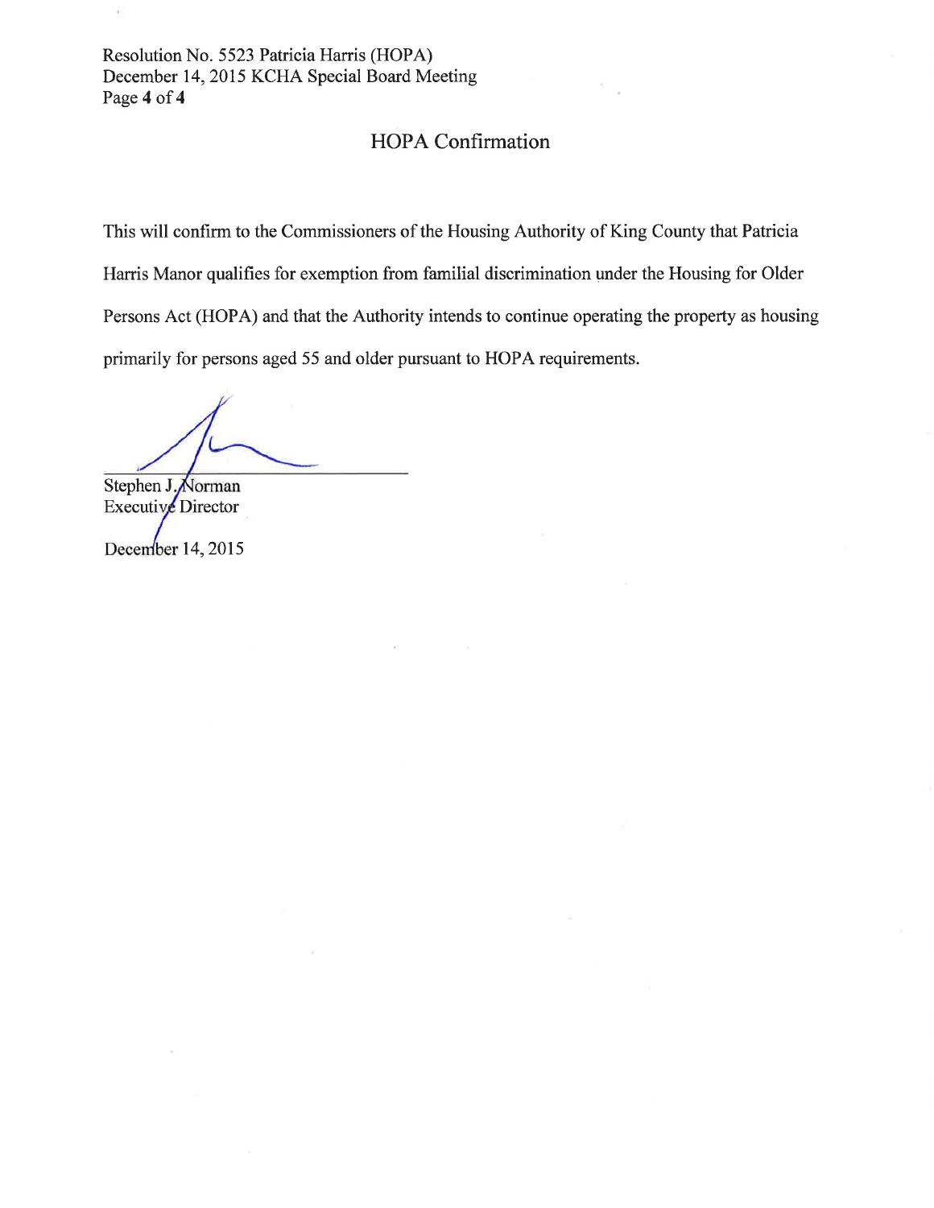## HOPA Confirmation

This will confirm to the Commissioners of the Housing Authority of King County that Patricia Harris Manor qualifies for exemption from familial discrimination under the Housing for Older Persons Act (HOPA) and that the Authority intends to continue operating the property as housing primarily for persons aged 55 and older pursuant to HOPA requirements.

Stephen J. Norman
Executive Director

December 14, 2015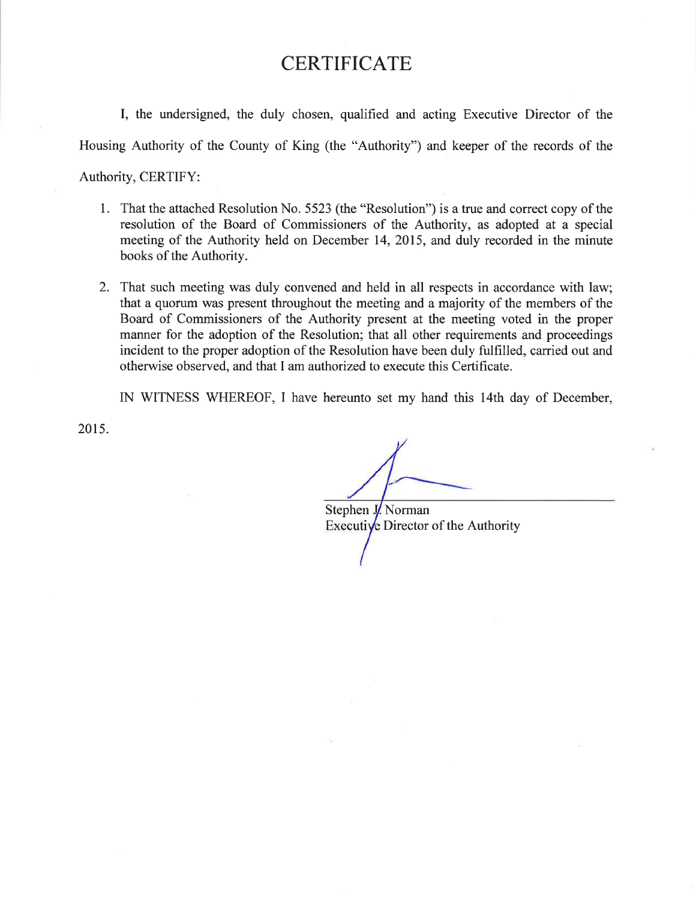# CERTIFICATE

I, the undersigned, the duly chosen, qualified and acting Executive Director of the Housing Authority of the County of King (the "Authority") and keeper of the records of the Authority, CERTIFY:

1. That the attached Resolution No. 5523 (the "Resolution") is a true and correct copy of the resolution of the Board of Commissioners of the Authority, as adopted at a special meeting of the Authority held on December 14, 2015, and duly recorded in the minute books of the Authority.

2. That such meeting was duly convened and held in all respects in accordance with law; that a quorum was present throughout the meeting and a majority of the members of the Board of Commissioners of the Authority present at the meeting voted in the proper manner for the adoption of the Resolution; that all other requirements and proceedings incident to the proper adoption of the Resolution have been duly fulfilled, carried out and otherwise observed, and that I am authorized to execute this Certificate.

IN WITNESS WHEREOF, I have hereunto set my hand this 14th day of December, 2015.

Stephen J. Norman
Executive Director of the Authority